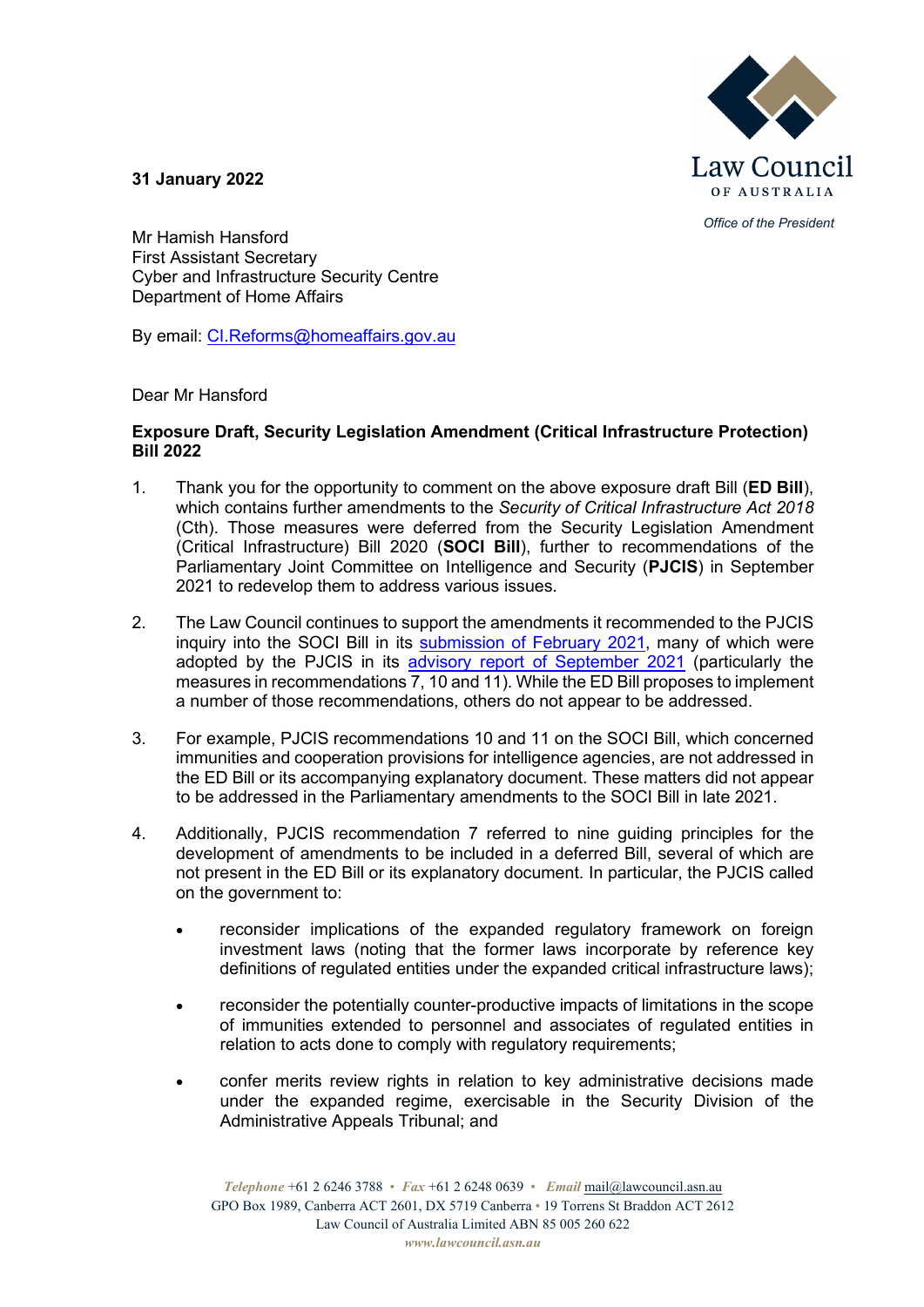**31 January 2022**

Law Council OF AUSTRALIA

*Office of the President*

Mr Hamish Hansford
First Assistant Secretary
Cyber and Infrastructure Security Centre
Department of Home Affairs

By email: CI.Reforms@homeaffairs.gov.au

Dear Mr Hansford

**Exposure Draft, Security Legislation Amendment (Critical Infrastructure Protection) Bill 2022**

1. Thank you for the opportunity to comment on the above exposure draft Bill (**ED Bill**), which contains further amendments to the *Security of Critical Infrastructure Act 2018* (Cth). Those measures were deferred from the Security Legislation Amendment (Critical Infrastructure) Bill 2020 (**SOCI Bill**), further to recommendations of the Parliamentary Joint Committee on Intelligence and Security (**PJCIS**) in September 2021 to redevelop them to address various issues.

2. The Law Council continues to support the amendments it recommended to the PJCIS inquiry into the SOCI Bill in its submission of February 2021, many of which were adopted by the PJCIS in its advisory report of September 2021 (particularly the measures in recommendations 7, 10 and 11). While the ED Bill proposes to implement a number of those recommendations, others do not appear to be addressed.

3. For example, PJCIS recommendations 10 and 11 on the SOCI Bill, which concerned immunities and cooperation provisions for intelligence agencies, are not addressed in the ED Bill or its accompanying explanatory document. These matters did not appear to be addressed in the Parliamentary amendments to the SOCI Bill in late 2021.

4. Additionally, PJCIS recommendation 7 referred to nine guiding principles for the development of amendments to be included in a deferred Bill, several of which are not present in the ED Bill or its explanatory document. In particular, the PJCIS called on the government to:

   - reconsider implications of the expanded regulatory framework on foreign investment laws (noting that the former laws incorporate by reference key definitions of regulated entities under the expanded critical infrastructure laws);

   - reconsider the potentially counter-productive impacts of limitations in the scope of immunities extended to personnel and associates of regulated entities in relation to acts done to comply with regulatory requirements;

   - confer merits review rights in relation to key administrative decisions made under the expanded regime, exercisable in the Security Division of the Administrative Appeals Tribunal; and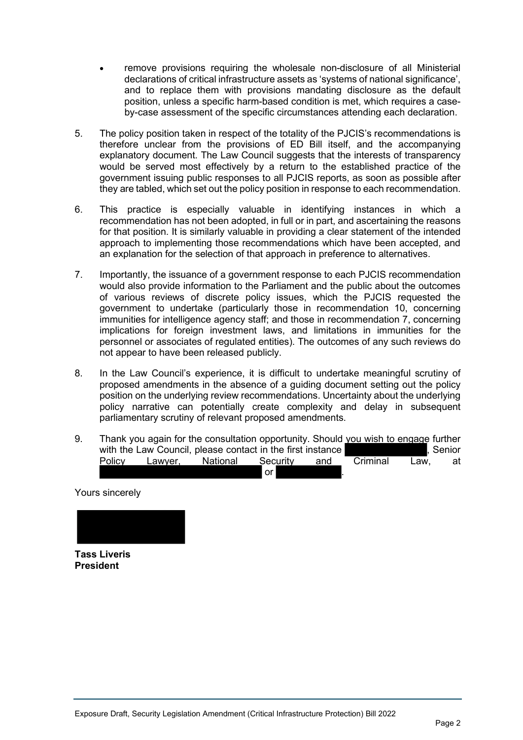- remove provisions requiring the wholesale non-disclosure of all Ministerial declarations of critical infrastructure assets as 'systems of national significance', and to replace them with provisions mandating disclosure as the default position, unless a specific harm-based condition is met, which requires a case-by-case assessment of the specific circumstances attending each declaration.

5. The policy position taken in respect of the totality of the PJCIS's recommendations is therefore unclear from the provisions of ED Bill itself, and the accompanying explanatory document. The Law Council suggests that the interests of transparency would be served most effectively by a return to the established practice of the government issuing public responses to all PJCIS reports, as soon as possible after they are tabled, which set out the policy position in response to each recommendation.

6. This practice is especially valuable in identifying instances in which a recommendation has not been adopted, in full or in part, and ascertaining the reasons for that position. It is similarly valuable in providing a clear statement of the intended approach to implementing those recommendations which have been accepted, and an explanation for the selection of that approach in preference to alternatives.

7. Importantly, the issuance of a government response to each PJCIS recommendation would also provide information to the Parliament and the public about the outcomes of various reviews of discrete policy issues, which the PJCIS requested the government to undertake (particularly those in recommendation 10, concerning immunities for intelligence agency staff; and those in recommendation 7, concerning implications for foreign investment laws, and limitations in immunities for the personnel or associates of regulated entities). The outcomes of any such reviews do not appear to have been released publicly.

8. In the Law Council's experience, it is difficult to undertake meaningful scrutiny of proposed amendments in the absence of a guiding document setting out the policy position on the underlying review recommendations. Uncertainty about the underlying policy narrative can potentially create complexity and delay in subsequent parliamentary scrutiny of relevant proposed amendments.

9. Thank you again for the consultation opportunity. Should you wish to engage further with the Law Council, please contact in the first instance [REDACTED], Senior Policy Lawyer, National Security and Criminal Law, at [REDACTED] or [REDACTED].

Yours sincerely

[REDACTED]

**Tass Liveris**
**President**